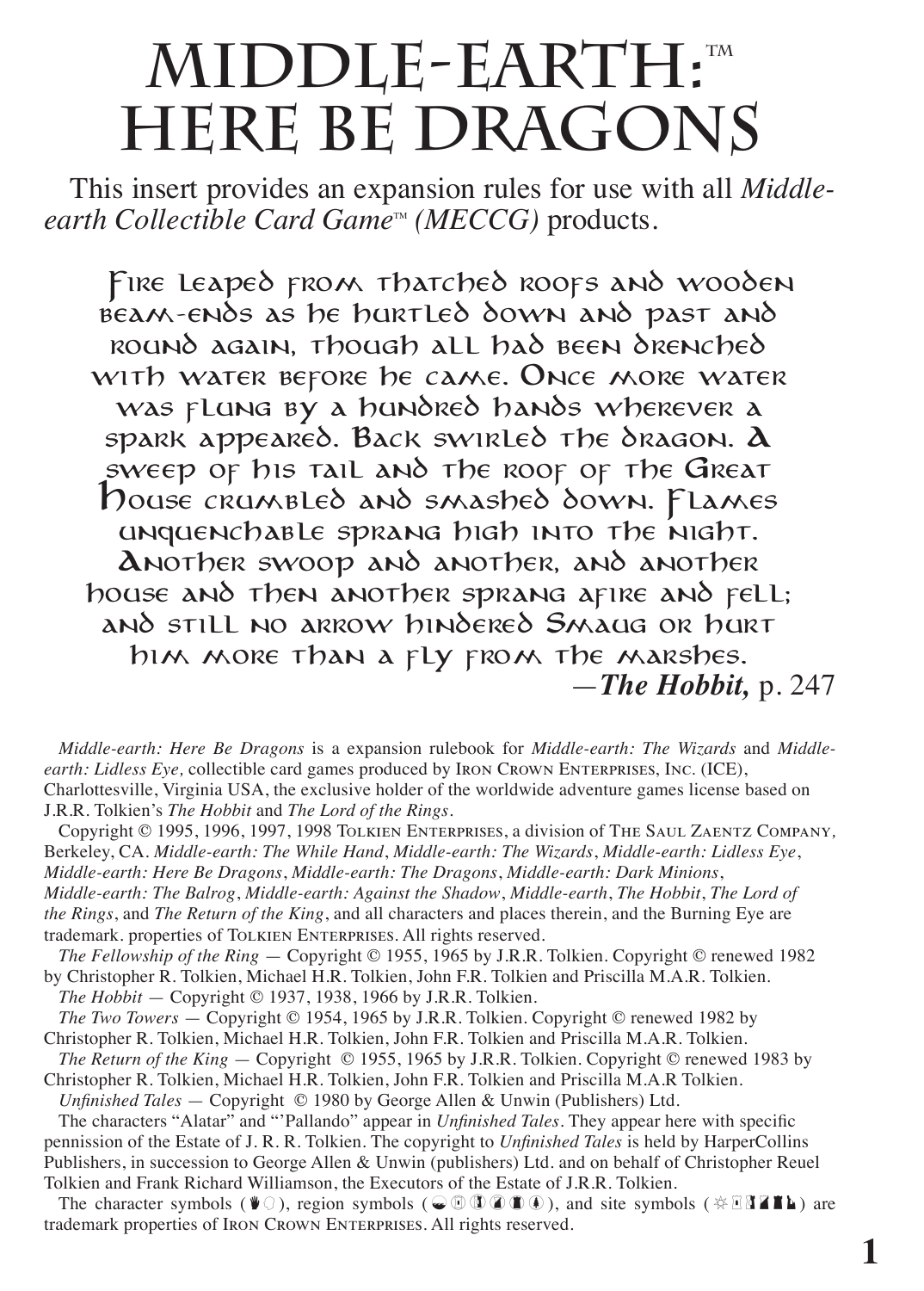# MIDDLE-EARTH:™ HERE BE DRAGONS

This insert provides an expansion rules for use with all *Middle-earth Collectible Card Game™ (MECCG)* products.

> Fire leaped from thatched roofs and wooden beam-ends as he hurtled down and past and round again, though all had been drenched with water before he came. Once more water was flung by a hundred hands wherever a spark appeared. Back swirled the dragon. A sweep of his tail and the roof of the Great House crumbled and smashed down. Flames unquenchable sprang high into the night. Another swoop and another, and another house and then another sprang afire and fell; and still no arrow hindered Smaug or hurt him more than a fly from the marshes.
>
> —***The Hobbit,*** p. 247

*Middle-earth: Here Be Dragons* is a expansion rulebook for *Middle-earth: The Wizards* and *Middle-earth: Lidless Eye,* collectible card games produced by Iron Crown Enterprises, Inc. (ICE), Charlottesville, Virginia USA, the exclusive holder of the worldwide adventure games license based on J.R.R. Tolkien's *The Hobbit* and *The Lord of the Rings*.

Copyright © 1995, 1996, 1997, 1998 Tolkien Enterprises, a division of The Saul Zaentz Company, Berkeley, CA. *Middle-earth: The While Hand*, *Middle-earth: The Wizards*, *Middle-earth: Lidless Eye*, *Middle-earth: Here Be Dragons*, *Middle-earth: The Dragons*, *Middle-earth: Dark Minions*, *Middle-earth: The Balrog*, *Middle-earth: Against the Shadow*, *Middle-earth*, *The Hobbit*, *The Lord of the Rings*, and *The Return of the King*, and all characters and places therein, and the Burning Eye are trademark. properties of Tolkien Enterprises. All rights reserved.

*The Fellowship of the Ring* — Copyright © 1955, 1965 by J.R.R. Tolkien. Copyright © renewed 1982 by Christopher R. Tolkien, Michael H.R. Tolkien, John F.R. Tolkien and Priscilla M.A.R. Tolkien.

*The Hobbit* — Copyright © 1937, 1938, 1966 by J.R.R. Tolkien.

*The Two Towers* — Copyright © 1954, 1965 by J.R.R. Tolkien. Copyright © renewed 1982 by Christopher R. Tolkien, Michael H.R. Tolkien, John F.R. Tolkien and Priscilla M.A.R. Tolkien.

*The Return of the King* — Copyright © 1955, 1965 by J.R.R. Tolkien. Copyright © renewed 1983 by Christopher R. Tolkien, Michael H.R. Tolkien, John F.R. Tolkien and Priscilla M.A.R Tolkien.

*Unfinished Tales* — Copyright © 1980 by George Allen & Unwin (Publishers) Ltd.

The characters "Alatar" and "'Pallando" appear in *Unfinished Tales*. They appear here with specific pennission of the Estate of J. R. R. Tolkien. The copyright to *Unfinished Tales* is held by HarperCollins Publishers, in succession to George Allen & Unwin (publishers) Ltd. and on behalf of Christopher Reuel Tolkien and Frank Richard Williamson, the Executors of the Estate of J.R.R. Tolkien.

The character symbols ( ), region symbols ( ), and site symbols ( ) are trademark properties of Iron Crown Enterprises. All rights reserved.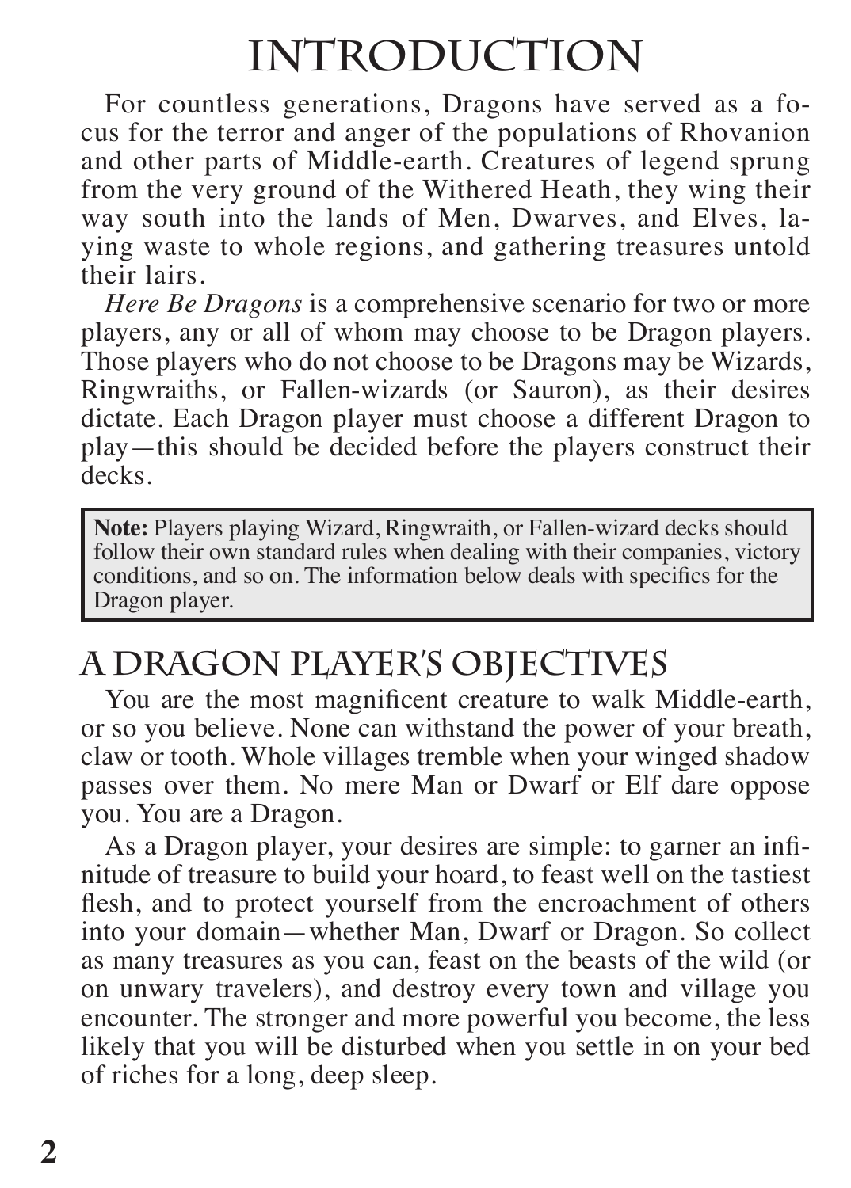# INTRODUCTION

For countless generations, Dragons have served as a focus for the terror and anger of the populations of Rhovanion and other parts of Middle-earth. Creatures of legend sprung from the very ground of the Withered Heath, they wing their way south into the lands of Men, Dwarves, and Elves, laying waste to whole regions, and gathering treasures untold their lairs.

*Here Be Dragons* is a comprehensive scenario for two or more players, any or all of whom may choose to be Dragon players. Those players who do not choose to be Dragons may be Wizards, Ringwraiths, or Fallen-wizards (or Sauron), as their desires dictate. Each Dragon player must choose a different Dragon to play—this should be decided before the players construct their decks.

> **Note:** Players playing Wizard, Ringwraith, or Fallen-wizard decks should follow their own standard rules when dealing with their companies, victory conditions, and so on. The information below deals with specifics for the Dragon player.

## A DRAGON PLAYER'S OBJECTIVES

You are the most magnificent creature to walk Middle-earth, or so you believe. None can withstand the power of your breath, claw or tooth. Whole villages tremble when your winged shadow passes over them. No mere Man or Dwarf or Elf dare oppose you. You are a Dragon.

As a Dragon player, your desires are simple: to garner an infinitude of treasure to build your hoard, to feast well on the tastiest flesh, and to protect yourself from the encroachment of others into your domain—whether Man, Dwarf or Dragon. So collect as many treasures as you can, feast on the beasts of the wild (or on unwary travelers), and destroy every town and village you encounter. The stronger and more powerful you become, the less likely that you will be disturbed when you settle in on your bed of riches for a long, deep sleep.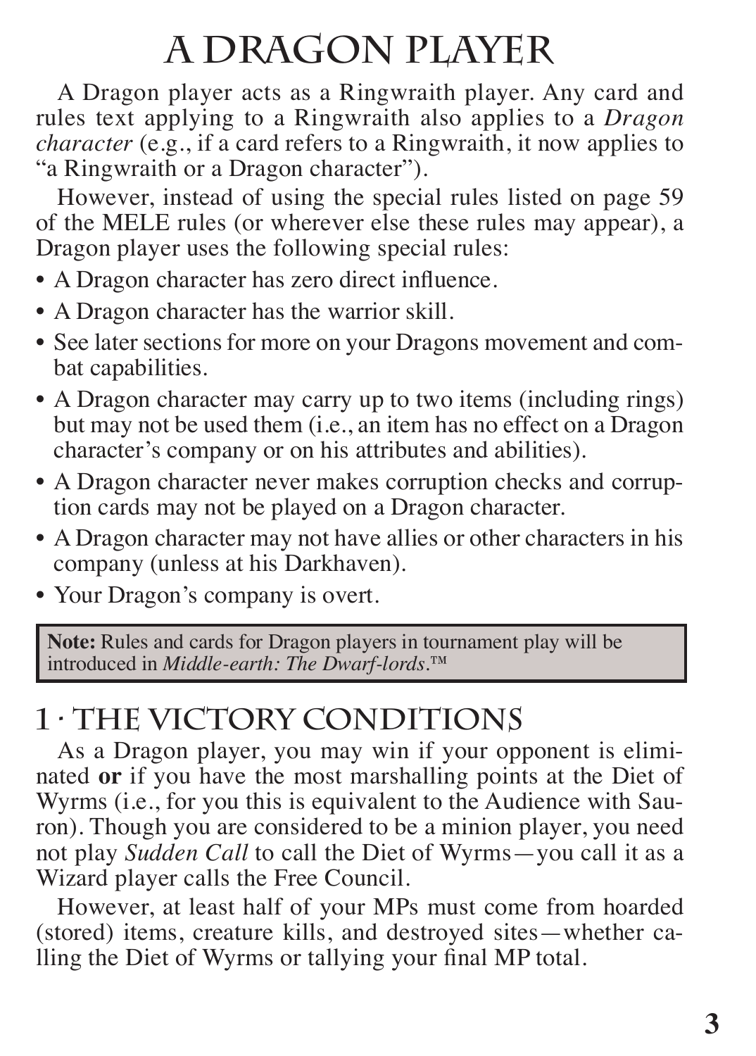# A Dragon Player

A Dragon player acts as a Ringwraith player. Any card and rules text applying to a Ringwraith also applies to a *Dragon character* (e.g., if a card refers to a Ringwraith, it now applies to "a Ringwraith or a Dragon character").

However, instead of using the special rules listed on page 59 of the MELE rules (or wherever else these rules may appear), a Dragon player uses the following special rules:

- A Dragon character has zero direct influence.
- A Dragon character has the warrior skill.
- See later sections for more on your Dragons movement and combat capabilities.
- A Dragon character may carry up to two items (including rings) but may not be used them (i.e., an item has no effect on a Dragon character's company or on his attributes and abilities).
- A Dragon character never makes corruption checks and corruption cards may not be played on a Dragon character.
- A Dragon character may not have allies or other characters in his company (unless at his Darkhaven).
- Your Dragon's company is overt.

> **Note:** Rules and cards for Dragon players in tournament play will be introduced in *Middle-earth: The Dwarf-lords*.™

## 1 · The Victory Conditions

As a Dragon player, you may win if your opponent is eliminated **or** if you have the most marshalling points at the Diet of Wyrms (i.e., for you this is equivalent to the Audience with Sauron). Though you are considered to be a minion player, you need not play *Sudden Call* to call the Diet of Wyrms—you call it as a Wizard player calls the Free Council.

However, at least half of your MPs must come from hoarded (stored) items, creature kills, and destroyed sites—whether calling the Diet of Wyrms or tallying your final MP total.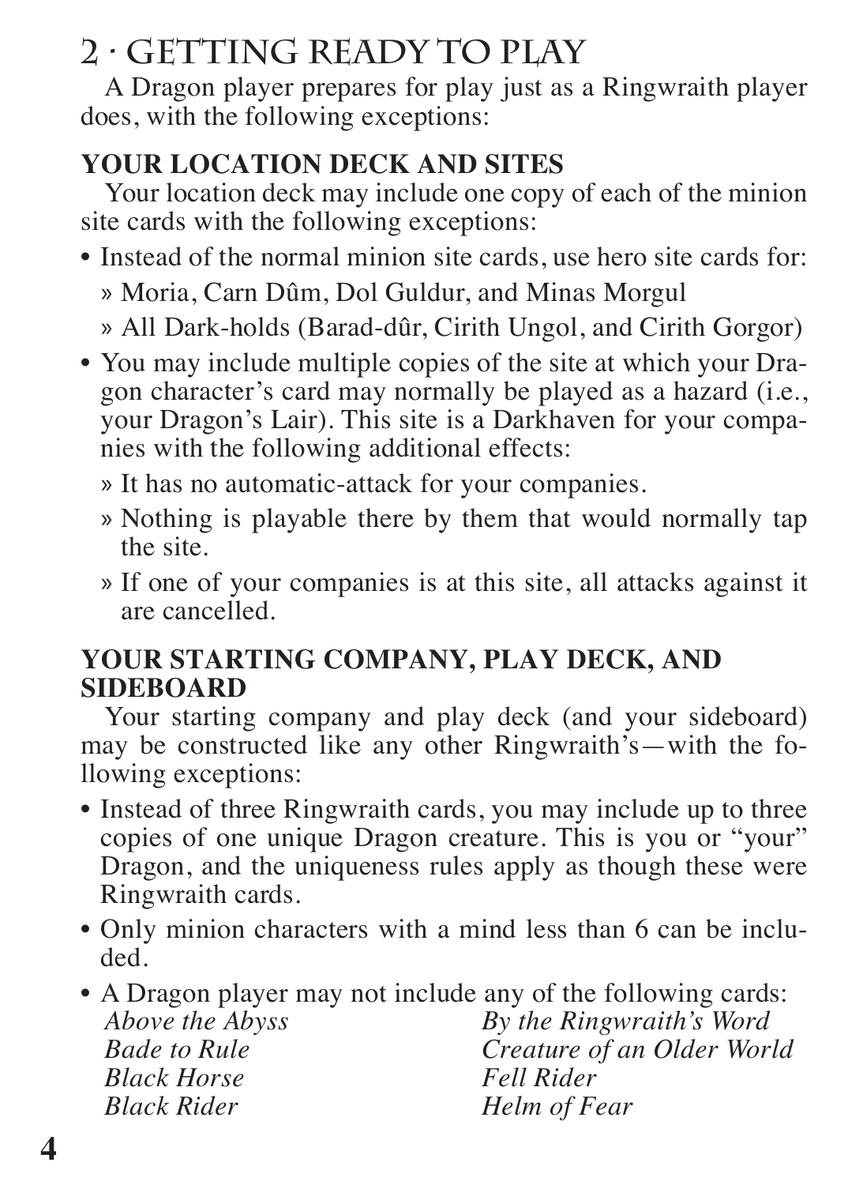# 2 · Getting Ready to Play

A Dragon player prepares for play just as a Ringwraith player does, with the following exceptions:

### YOUR LOCATION DECK AND SITES

Your location deck may include one copy of each of the minion site cards with the following exceptions:

- Instead of the normal minion site cards, use hero site cards for:
  - Moria, Carn Dûm, Dol Guldur, and Minas Morgul
  - All Dark-holds (Barad-dûr, Cirith Ungol, and Cirith Gorgor)
- You may include multiple copies of the site at which your Dragon character's card may normally be played as a hazard (i.e., your Dragon's Lair). This site is a Darkhaven for your companies with the following additional effects:
  - It has no automatic-attack for your companies.
  - Nothing is playable there by them that would normally tap the site.
  - If one of your companies is at this site, all attacks against it are cancelled.

### YOUR STARTING COMPANY, PLAY DECK, AND SIDEBOARD

Your starting company and play deck (and your sideboard) may be constructed like any other Ringwraith's—with the following exceptions:

- Instead of three Ringwraith cards, you may include up to three copies of one unique Dragon creature. This is you or "your" Dragon, and the uniqueness rules apply as though these were Ringwraith cards.
- Only minion characters with a mind less than 6 can be included.
- A Dragon player may not include any of the following cards:

  *Above the Abyss*
  *Bade to Rule*
  *Black Horse*
  *Black Rider*
  *By the Ringwraith's Word*
  *Creature of an Older World*
  *Fell Rider*
  *Helm of Fear*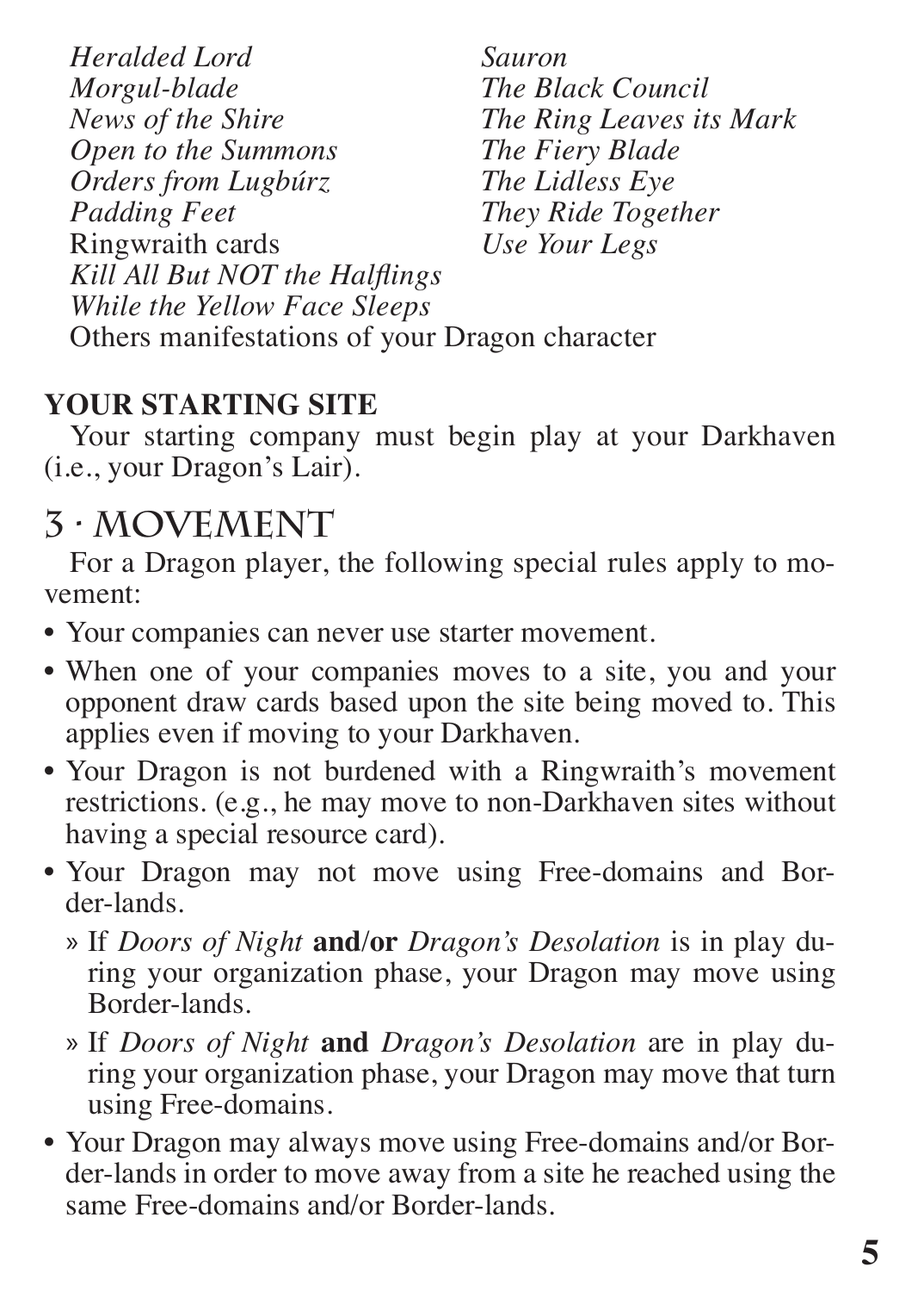*Heralded Lord*
*Morgul-blade*
*News of the Shire*
*Open to the Summons*
*Orders from Lugbúrz*
*Padding Feet*
Ringwraith cards
*Kill All But NOT the Halflings*
*While the Yellow Face Sleeps*
*Sauron*
*The Black Council*
*The Ring Leaves its Mark*
*The Fiery Blade*
*The Lidless Eye*
*They Ride Together*
*Use Your Legs*
Others manifestations of your Dragon character

**YOUR STARTING SITE**

Your starting company must begin play at your Darkhaven (i.e., your Dragon's Lair).

# 3 · Movement

For a Dragon player, the following special rules apply to movement:

- Your companies can never use starter movement.
- When one of your companies moves to a site, you and your opponent draw cards based upon the site being moved to. This applies even if moving to your Darkhaven.
- Your Dragon is not burdened with a Ringwraith's movement restrictions. (e.g., he may move to non-Darkhaven sites without having a special resource card).
- Your Dragon may not move using Free-domains and Border-lands.
  - If *Doors of Night* **and/or** *Dragon's Desolation* is in play during your organization phase, your Dragon may move using Border-lands.
  - If *Doors of Night* **and** *Dragon's Desolation* are in play during your organization phase, your Dragon may move that turn using Free-domains.
- Your Dragon may always move using Free-domains and/or Border-lands in order to move away from a site he reached using the same Free-domains and/or Border-lands.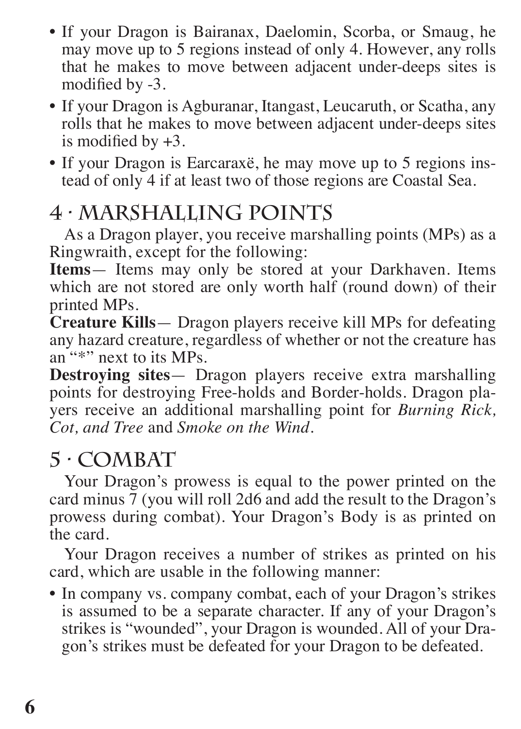- If your Dragon is Bairanax, Daelomin, Scorba, or Smaug, he may move up to 5 regions instead of only 4. However, any rolls that he makes to move between adjacent under-deeps sites is modified by -3.
- If your Dragon is Agburanar, Itangast, Leucaruth, or Scatha, any rolls that he makes to move between adjacent under-deeps sites is modified by +3.
- If your Dragon is Earcaraxë, he may move up to 5 regions instead of only 4 if at least two of those regions are Coastal Sea.

## 4 · Marshalling Points

As a Dragon player, you receive marshalling points (MPs) as a Ringwraith, except for the following:

**Items**— Items may only be stored at your Darkhaven. Items which are not stored are only worth half (round down) of their printed MPs.

**Creature Kills**— Dragon players receive kill MPs for defeating any hazard creature, regardless of whether or not the creature has an "*" next to its MPs.

**Destroying sites**— Dragon players receive extra marshalling points for destroying Free-holds and Border-holds. Dragon players receive an additional marshalling point for *Burning Rick, Cot, and Tree* and *Smoke on the Wind*.

## 5 · Combat

Your Dragon's prowess is equal to the power printed on the card minus 7 (you will roll 2d6 and add the result to the Dragon's prowess during combat). Your Dragon's Body is as printed on the card.

Your Dragon receives a number of strikes as printed on his card, which are usable in the following manner:

- In company vs. company combat, each of your Dragon's strikes is assumed to be a separate character. If any of your Dragon's strikes is "wounded", your Dragon is wounded. All of your Dragon's strikes must be defeated for your Dragon to be defeated.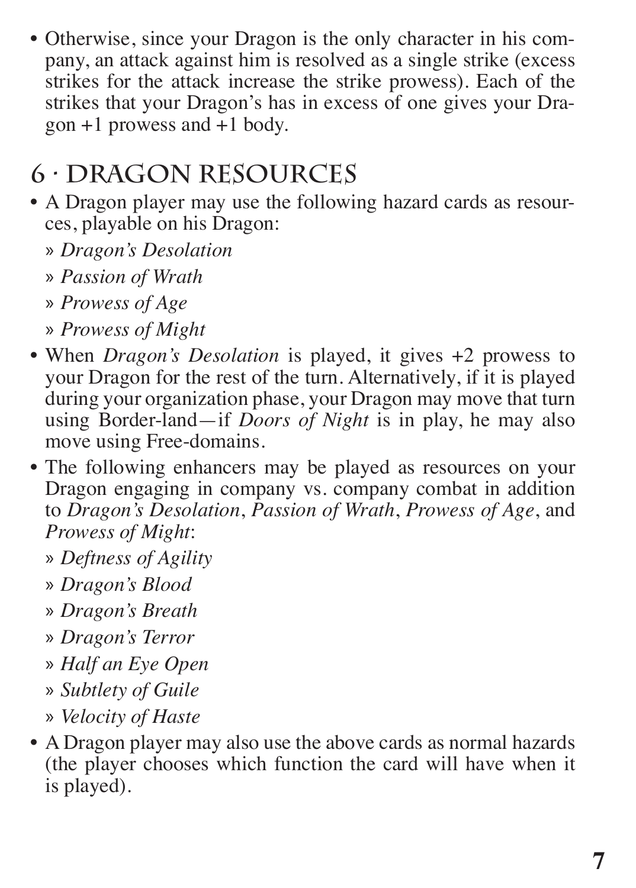- Otherwise, since your Dragon is the only character in his company, an attack against him is resolved as a single strike (excess strikes for the attack increase the strike prowess). Each of the strikes that your Dragon's has in excess of one gives your Dragon +1 prowess and +1 body.

## 6 · Dragon Resources

- A Dragon player may use the following hazard cards as resources, playable on his Dragon:
  - *Dragon's Desolation*
  - *Passion of Wrath*
  - *Prowess of Age*
  - *Prowess of Might*
- When *Dragon's Desolation* is played, it gives +2 prowess to your Dragon for the rest of the turn. Alternatively, if it is played during your organization phase, your Dragon may move that turn using Border-land—if *Doors of Night* is in play, he may also move using Free-domains.
- The following enhancers may be played as resources on your Dragon engaging in company vs. company combat in addition to *Dragon's Desolation*, *Passion of Wrath*, *Prowess of Age*, and *Prowess of Might*:
  - *Deftness of Agility*
  - *Dragon's Blood*
  - *Dragon's Breath*
  - *Dragon's Terror*
  - *Half an Eye Open*
  - *Subtlety of Guile*
  - *Velocity of Haste*
- A Dragon player may also use the above cards as normal hazards (the player chooses which function the card will have when it is played).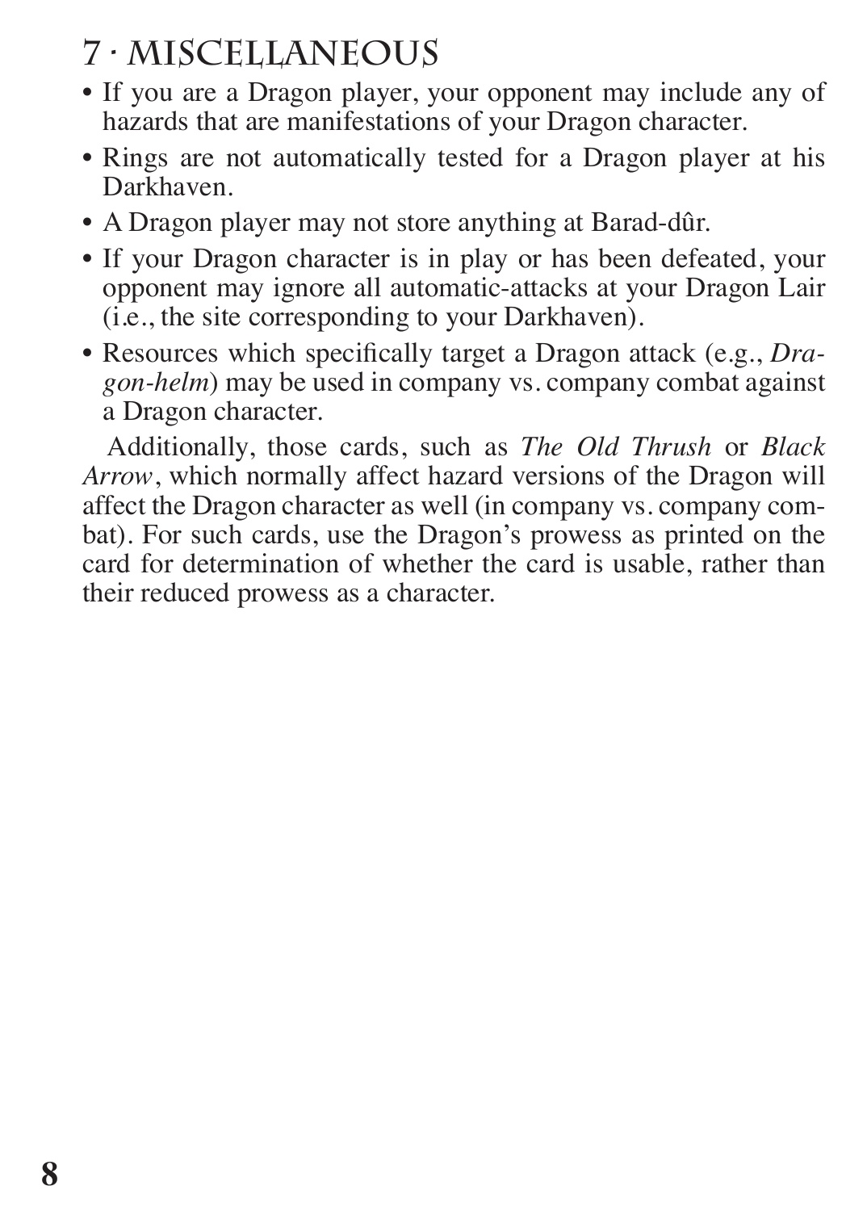# 7 · Miscellaneous

- If you are a Dragon player, your opponent may include any of hazards that are manifestations of your Dragon character.
- Rings are not automatically tested for a Dragon player at his Darkhaven.
- A Dragon player may not store anything at Barad-dûr.
- If your Dragon character is in play or has been defeated, your opponent may ignore all automatic-attacks at your Dragon Lair (i.e., the site corresponding to your Darkhaven).
- Resources which specifically target a Dragon attack (e.g., *Dragon-helm*) may be used in company vs. company combat against a Dragon character.

Additionally, those cards, such as *The Old Thrush* or *Black Arrow*, which normally affect hazard versions of the Dragon will affect the Dragon character as well (in company vs. company combat). For such cards, use the Dragon's prowess as printed on the card for determination of whether the card is usable, rather than their reduced prowess as a character.